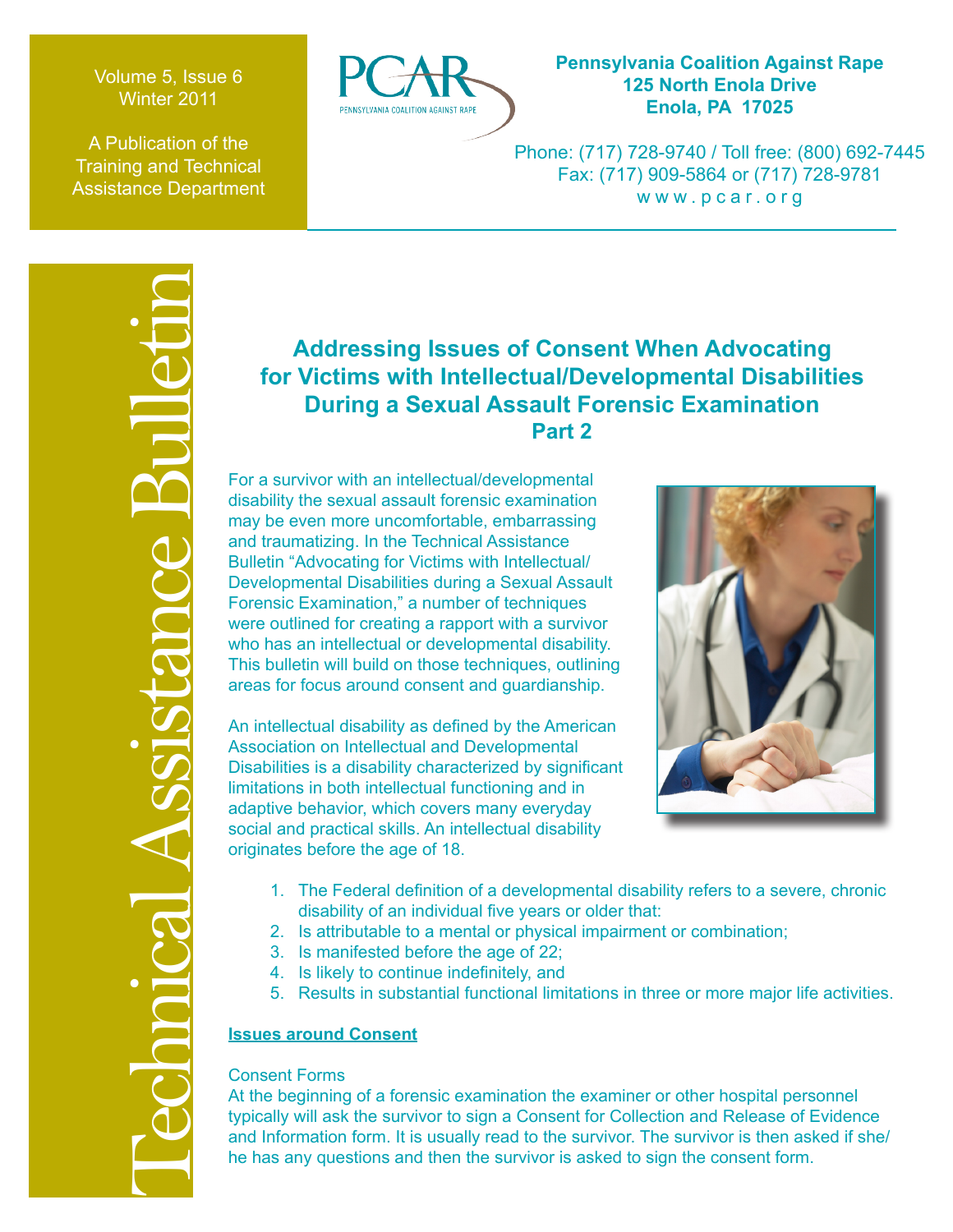Volume 5, Issue 6
Winter 2011

A Publication of the Training and Technical Assistance Department

**Pennsylvania Coalition Against Rape**
**125 North Enola Drive**
**Enola, PA 17025**

Phone: (717) 728-9740 / Toll free: (800) 692-7445
Fax: (717) 909-5864 or (717) 728-9781
www.pcar.org

Technical Assistance Bulletin

# Addressing Issues of Consent When Advocating for Victims with Intellectual/Developmental Disabilities During a Sexual Assault Forensic Examination Part 2

For a survivor with an intellectual/developmental disability the sexual assault forensic examination may be even more uncomfortable, embarrassing and traumatizing. In the Technical Assistance Bulletin "Advocating for Victims with Intellectual/ Developmental Disabilities during a Sexual Assault Forensic Examination," a number of techniques were outlined for creating a rapport with a survivor who has an intellectual or developmental disability. This bulletin will build on those techniques, outlining areas for focus around consent and guardianship.

An intellectual disability as defined by the American Association on Intellectual and Developmental Disabilities is a disability characterized by significant limitations in both intellectual functioning and in adaptive behavior, which covers many everyday social and practical skills. An intellectual disability originates before the age of 18.

1. The Federal definition of a developmental disability refers to a severe, chronic disability of an individual five years or older that:
2. Is attributable to a mental or physical impairment or combination;
3. Is manifested before the age of 22;
4. Is likely to continue indefinitely, and
5. Results in substantial functional limitations in three or more major life activities.

## Issues around Consent

### Consent Forms

At the beginning of a forensic examination the examiner or other hospital personnel typically will ask the survivor to sign a Consent for Collection and Release of Evidence and Information form. It is usually read to the survivor. The survivor is then asked if she/he has any questions and then the survivor is asked to sign the consent form.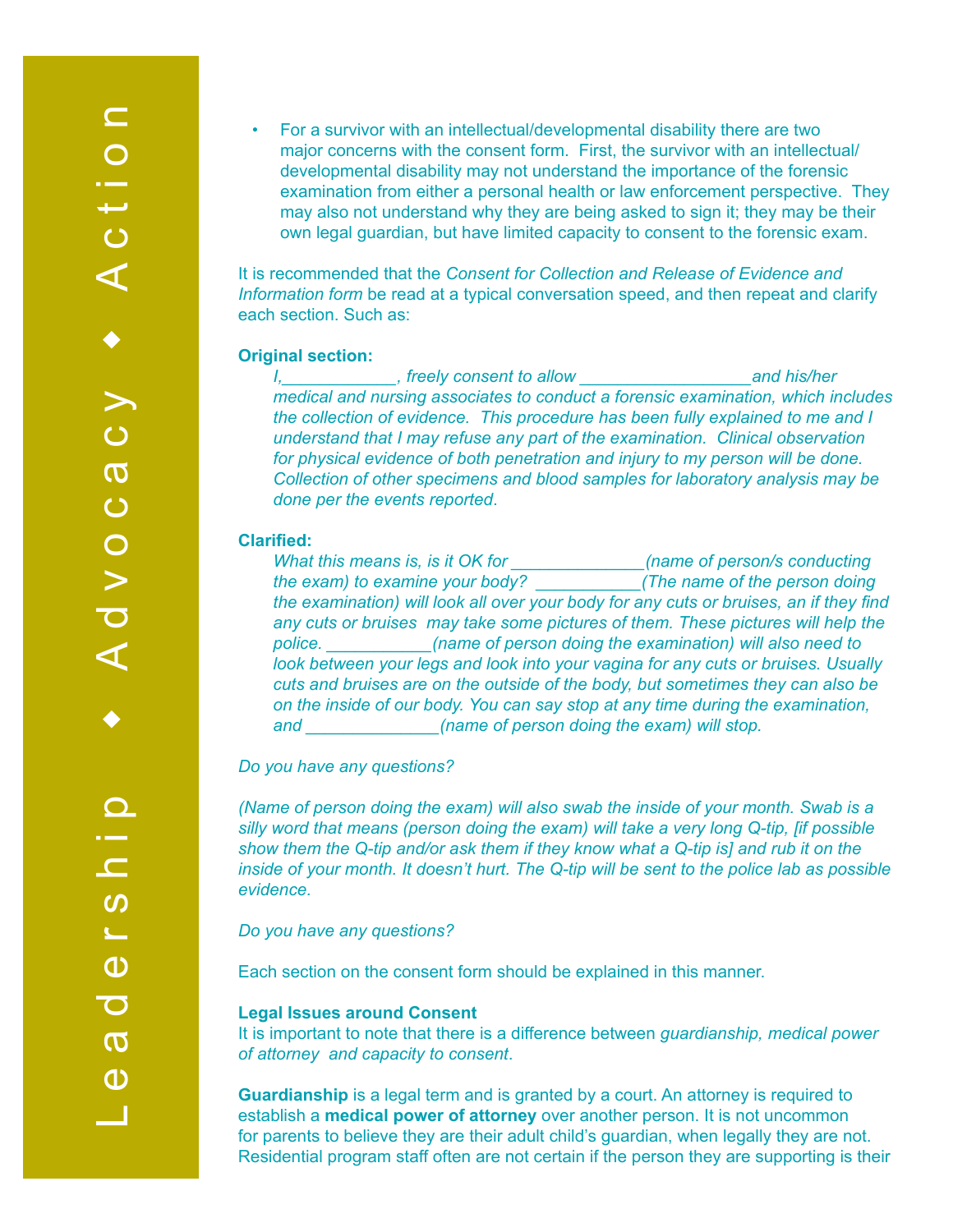- For a survivor with an intellectual/developmental disability there are two major concerns with the consent form. First, the survivor with an intellectual/developmental disability may not understand the importance of the forensic examination from either a personal health or law enforcement perspective. They may also not understand why they are being asked to sign it; they may be their own legal guardian, but have limited capacity to consent to the forensic exam.

It is recommended that the *Consent for Collection and Release of Evidence and Information form* be read at a typical conversation speed, and then repeat and clarify each section. Such as:

**Original section:**

> *I,____________, freely consent to allow __________________and his/her medical and nursing associates to conduct a forensic examination, which includes the collection of evidence. This procedure has been fully explained to me and I understand that I may refuse any part of the examination. Clinical observation for physical evidence of both penetration and injury to my person will be done. Collection of other specimens and blood samples for laboratory analysis may be done per the events reported.*

**Clarified:**

> *What this means is, is it OK for ______________(name of person/s conducting the exam) to examine your body? ___________(The name of the person doing the examination) will look all over your body for any cuts or bruises, an if they find any cuts or bruises may take some pictures of them. These pictures will help the police. ___________(name of person doing the examination) will also need to look between your legs and look into your vagina for any cuts or bruises. Usually cuts and bruises are on the outside of the body, but sometimes they can also be on the inside of our body. You can say stop at any time during the examination, and ______________(name of person doing the exam) will stop.*

*Do you have any questions?*

*(Name of person doing the exam) will also swab the inside of your month. Swab is a silly word that means (person doing the exam) will take a very long Q-tip, [if possible show them the Q-tip and/or ask them if they know what a Q-tip is] and rub it on the inside of your month. It doesn't hurt. The Q-tip will be sent to the police lab as possible evidence.*

*Do you have any questions?*

Each section on the consent form should be explained in this manner.

**Legal Issues around Consent**

It is important to note that there is a difference between *guardianship, medical power of attorney and capacity to consent*.

**Guardianship** is a legal term and is granted by a court. An attorney is required to establish a **medical power of attorney** over another person. It is not uncommon for parents to believe they are their adult child's guardian, when legally they are not. Residential program staff often are not certain if the person they are supporting is their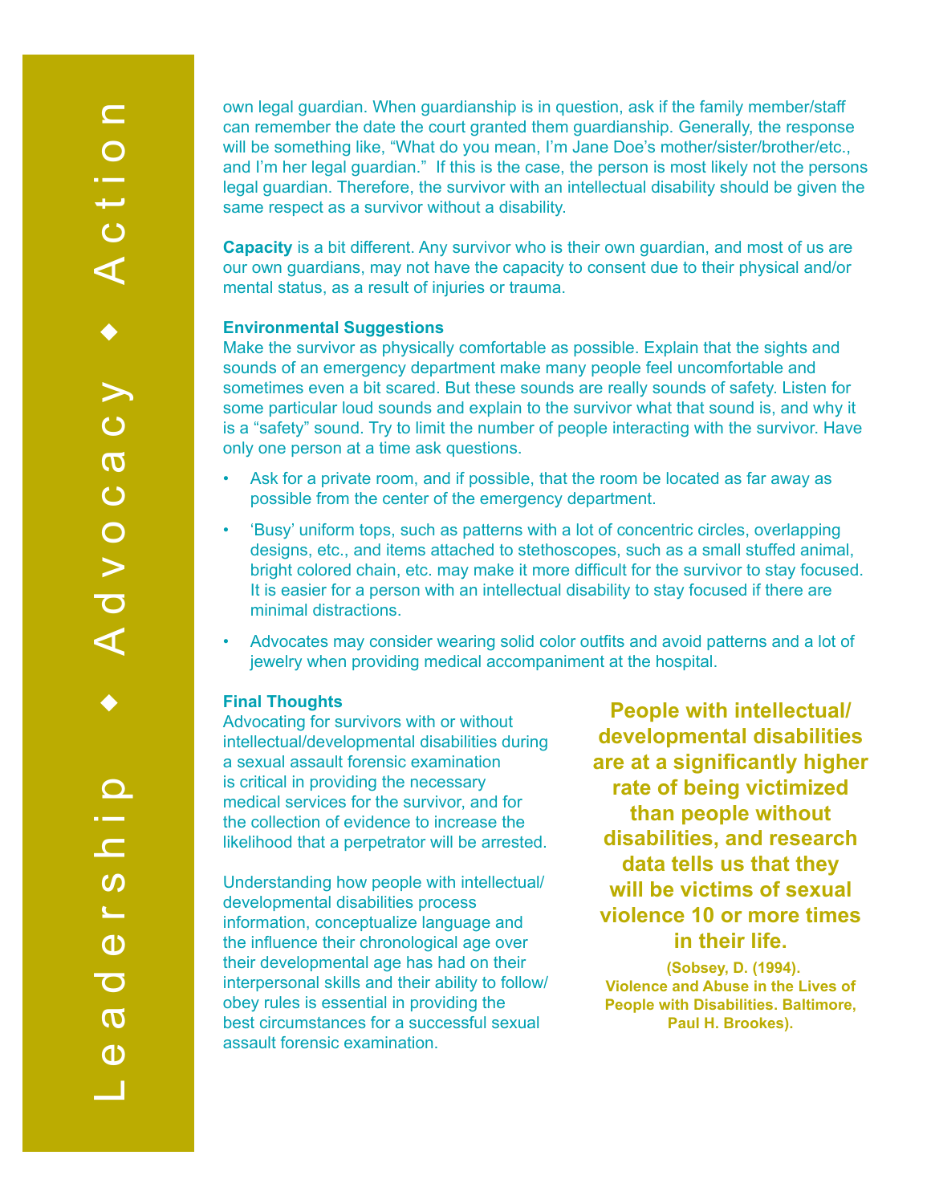own legal guardian. When guardianship is in question, ask if the family member/staff can remember the date the court granted them guardianship. Generally, the response will be something like, “What do you mean, I’m Jane Doe’s mother/sister/brother/etc., and I’m her legal guardian.” If this is the case, the person is most likely not the persons legal guardian. Therefore, the survivor with an intellectual disability should be given the same respect as a survivor without a disability.

**Capacity** is a bit different. Any survivor who is their own guardian, and most of us are our own guardians, may not have the capacity to consent due to their physical and/or mental status, as a result of injuries or trauma.

### Environmental Suggestions

Make the survivor as physically comfortable as possible. Explain that the sights and sounds of an emergency department make many people feel uncomfortable and sometimes even a bit scared. But these sounds are really sounds of safety. Listen for some particular loud sounds and explain to the survivor what that sound is, and why it is a “safety” sound. Try to limit the number of people interacting with the survivor. Have only one person at a time ask questions.

- Ask for a private room, and if possible, that the room be located as far away as possible from the center of the emergency department.
- ‘Busy’ uniform tops, such as patterns with a lot of concentric circles, overlapping designs, etc., and items attached to stethoscopes, such as a small stuffed animal, bright colored chain, etc. may make it more difficult for the survivor to stay focused. It is easier for a person with an intellectual disability to stay focused if there are minimal distractions.
- Advocates may consider wearing solid color outfits and avoid patterns and a lot of jewelry when providing medical accompaniment at the hospital.

### Final Thoughts

Advocating for survivors with or without intellectual/developmental disabilities during a sexual assault forensic examination is critical in providing the necessary medical services for the survivor, and for the collection of evidence to increase the likelihood that a perpetrator will be arrested.

Understanding how people with intellectual/developmental disabilities process information, conceptualize language and the influence their chronological age over their developmental age has had on their interpersonal skills and their ability to follow/obey rules is essential in providing the best circumstances for a successful sexual assault forensic examination.

**People with intellectual/developmental disabilities are at a significantly higher rate of being victimized than people without disabilities, and research data tells us that they will be victims of sexual violence 10 or more times in their life.**

**(Sobsey, D. (1994). Violence and Abuse in the Lives of People with Disabilities. Baltimore, Paul H. Brookes).**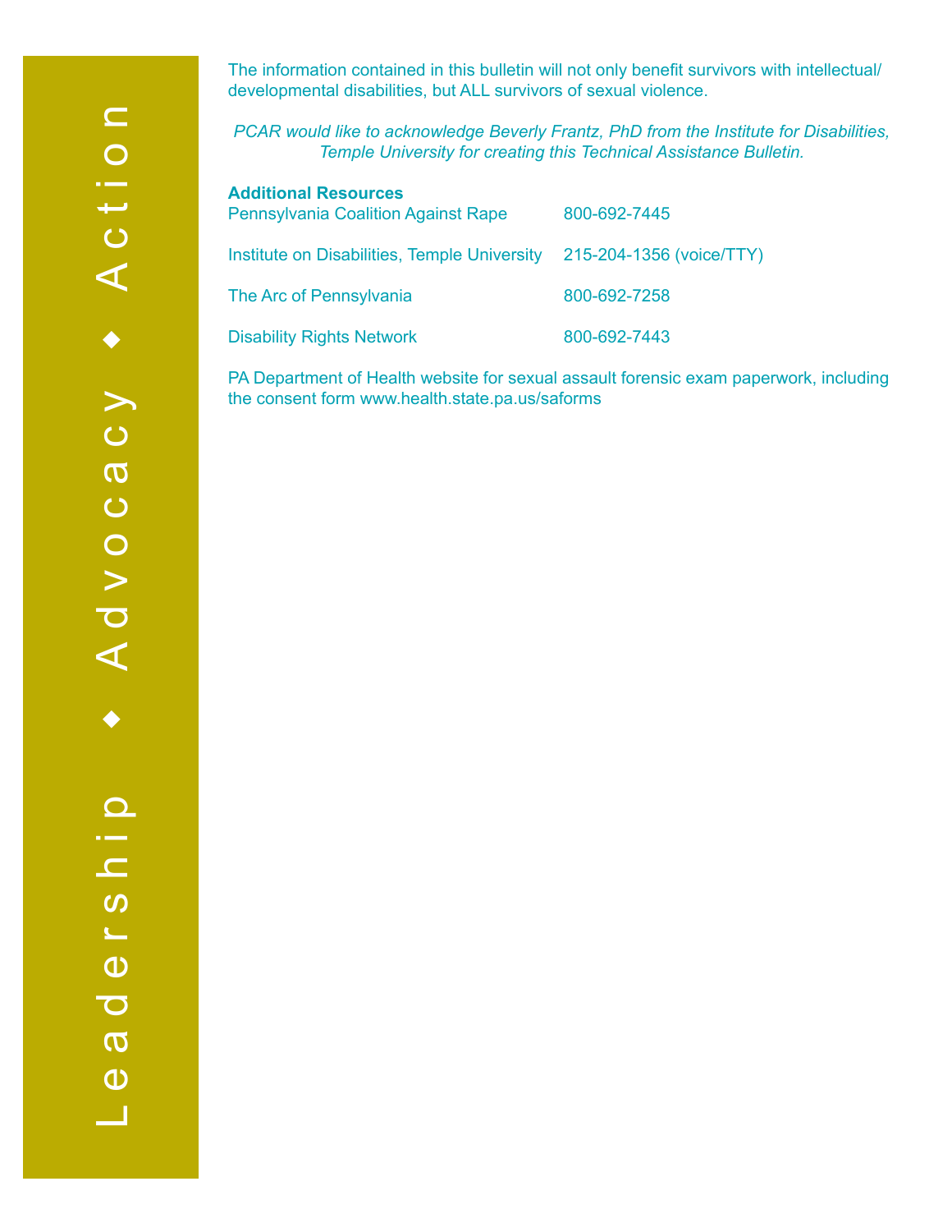The information contained in this bulletin will not only benefit survivors with intellectual/developmental disabilities, but ALL survivors of sexual violence.

*PCAR would like to acknowledge Beverly Frantz, PhD from the Institute for Disabilities, Temple University for creating this Technical Assistance Bulletin.*

**Additional Resources**

| | |
|---|---|
| Pennsylvania Coalition Against Rape | 800-692-7445 |
| Institute on Disabilities, Temple University | 215-204-1356 (voice/TTY) |
| The Arc of Pennsylvania | 800-692-7258 |
| Disability Rights Network | 800-692-7443 |

PA Department of Health website for sexual assault forensic exam paperwork, including the consent form www.health.state.pa.us/saforms

Leadership ◆ Advocacy ◆ Action